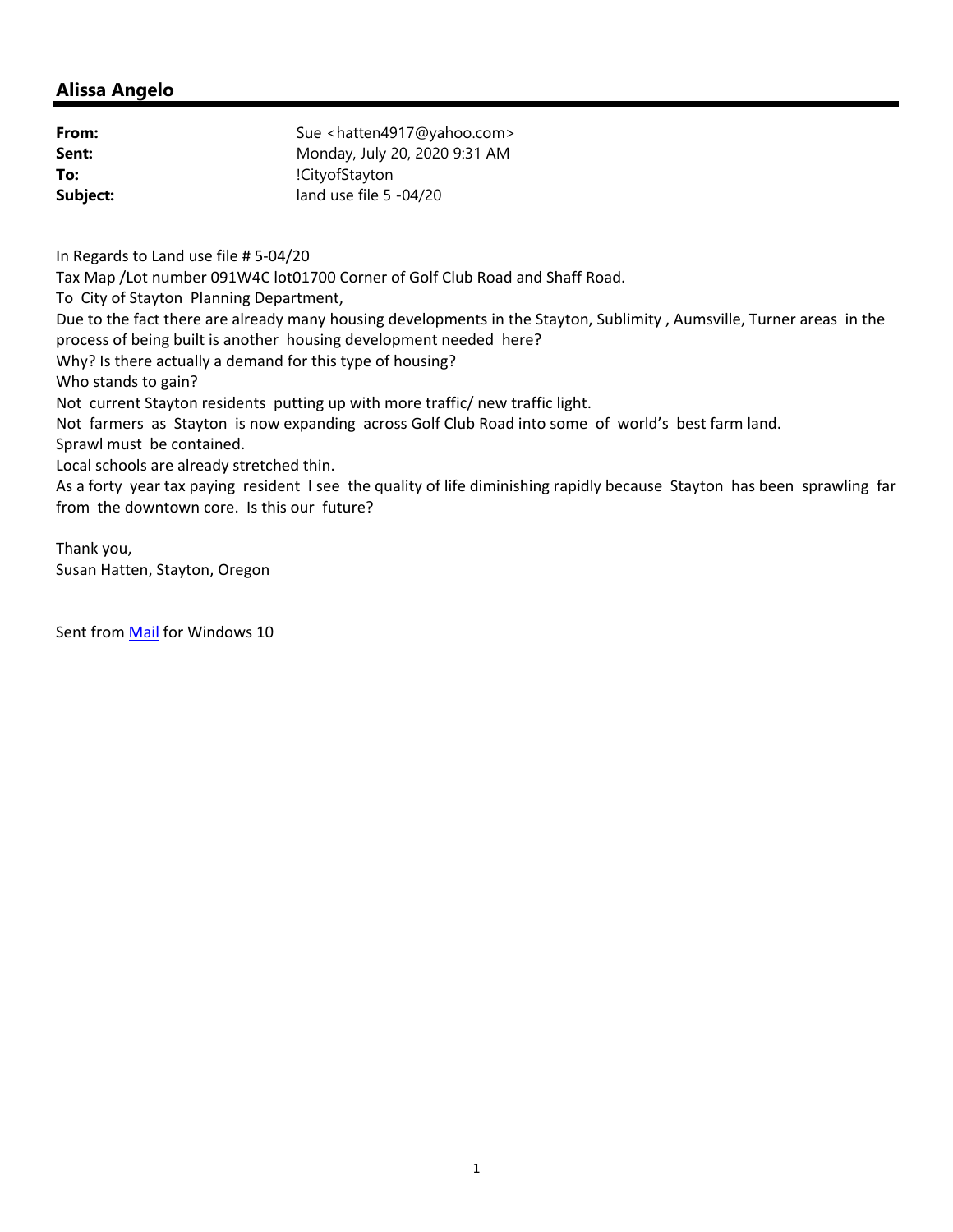## Alissa Angelo

**From:** Sue <hatten4917@yahoo.com>
**Sent:** Monday, July 20, 2020 9:31 AM
**To:** !CityofStayton
**Subject:** land use file 5 -04/20

In Regards to Land use file # 5-04/20
Tax Map /Lot number 091W4C lot01700 Corner of Golf Club Road and Shaff Road.
To City of Stayton Planning Department,
Due to the fact there are already many housing developments in the Stayton, Sublimity , Aumsville, Turner areas in the process of being built is another housing development needed here?
Why? Is there actually a demand for this type of housing?
Who stands to gain?
Not current Stayton residents putting up with more traffic/ new traffic light.
Not farmers as Stayton is now expanding across Golf Club Road into some of world's best farm land.
Sprawl must be contained.
Local schools are already stretched thin.
As a forty year tax paying resident I see the quality of life diminishing rapidly because Stayton has been sprawling far from the downtown core. Is this our future?

Thank you,
Susan Hatten, Stayton, Oregon

Sent from [Mail](#) for Windows 10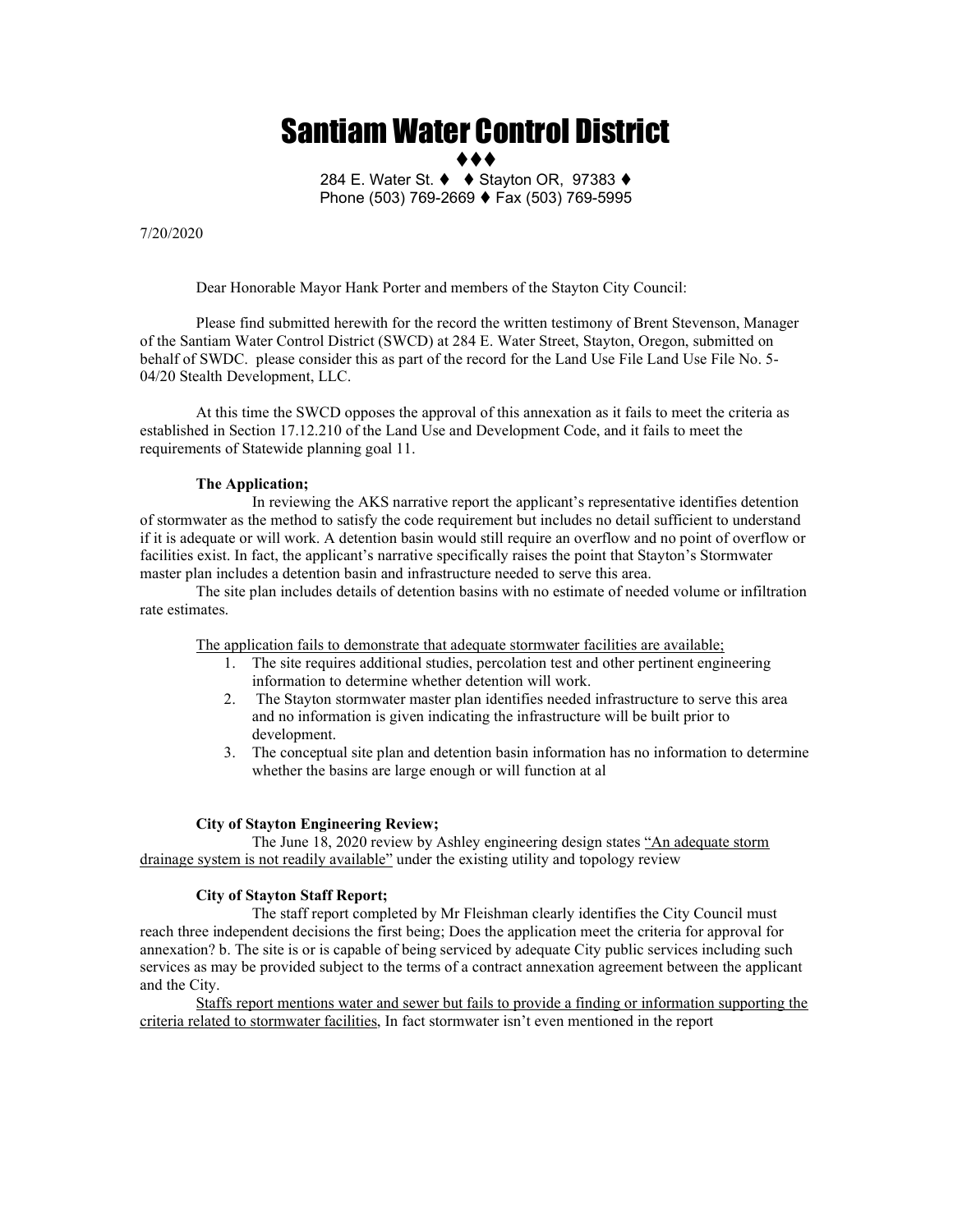# Santiam Water Control District

♦♦♦

284 E. Water St. ♦ ♦ Stayton OR, 97383 ♦
Phone (503) 769-2669 ♦ Fax (503) 769-5995

7/20/2020

Dear Honorable Mayor Hank Porter and members of the Stayton City Council:

Please find submitted herewith for the record the written testimony of Brent Stevenson, Manager of the Santiam Water Control District (SWCD) at 284 E. Water Street, Stayton, Oregon, submitted on behalf of SWDC. please consider this as part of the record for the Land Use File Land Use File No. 5-04/20 Stealth Development, LLC.

At this time the SWCD opposes the approval of this annexation as it fails to meet the criteria as established in Section 17.12.210 of the Land Use and Development Code, and it fails to meet the requirements of Statewide planning goal 11.

**The Application;**

In reviewing the AKS narrative report the applicant's representative identifies detention of stormwater as the method to satisfy the code requirement but includes no detail sufficient to understand if it is adequate or will work. A detention basin would still require an overflow and no point of overflow or facilities exist. In fact, the applicant's narrative specifically raises the point that Stayton's Stormwater master plan includes a detention basin and infrastructure needed to serve this area.

The site plan includes details of detention basins with no estimate of needed volume or infiltration rate estimates.

<u>The application fails to demonstrate that adequate stormwater facilities are available;</u>

1. The site requires additional studies, percolation test and other pertinent engineering information to determine whether detention will work.
2. The Stayton stormwater master plan identifies needed infrastructure to serve this area and no information is given indicating the infrastructure will be built prior to development.
3. The conceptual site plan and detention basin information has no information to determine whether the basins are large enough or will function at al

**City of Stayton Engineering Review;**

The June 18, 2020 review by Ashley engineering design states <u>"An adequate storm drainage system is not readily available"</u> under the existing utility and topology review

**City of Stayton Staff Report;**

The staff report completed by Mr Fleishman clearly identifies the City Council must reach three independent decisions the first being; Does the application meet the criteria for approval for annexation? b. The site is or is capable of being serviced by adequate City public services including such services as may be provided subject to the terms of a contract annexation agreement between the applicant and the City.

<u>Staffs report mentions water and sewer but fails to provide a finding or information supporting the criteria related to stormwater facilities</u>, In fact stormwater isn't even mentioned in the report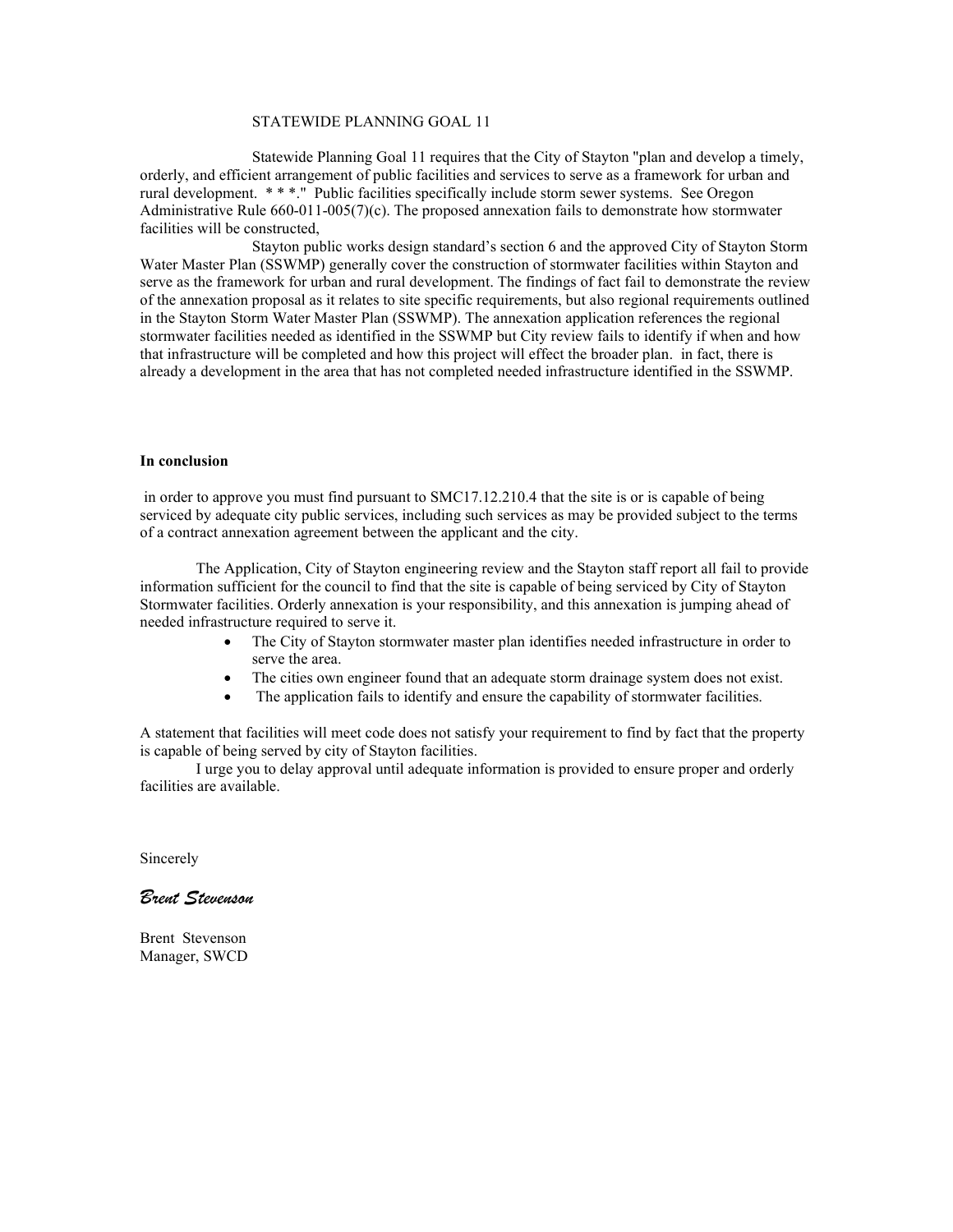STATEWIDE PLANNING GOAL 11

Statewide Planning Goal 11 requires that the City of Stayton "plan and develop a timely, orderly, and efficient arrangement of public facilities and services to serve as a framework for urban and rural development. * * *." Public facilities specifically include storm sewer systems. See Oregon Administrative Rule 660-011-005(7)(c). The proposed annexation fails to demonstrate how stormwater facilities will be constructed,

Stayton public works design standard's section 6 and the approved City of Stayton Storm Water Master Plan (SSWMP) generally cover the construction of stormwater facilities within Stayton and serve as the framework for urban and rural development. The findings of fact fail to demonstrate the review of the annexation proposal as it relates to site specific requirements, but also regional requirements outlined in the Stayton Storm Water Master Plan (SSWMP). The annexation application references the regional stormwater facilities needed as identified in the SSWMP but City review fails to identify if when and how that infrastructure will be completed and how this project will effect the broader plan. in fact, there is already a development in the area that has not completed needed infrastructure identified in the SSWMP.

**In conclusion**

in order to approve you must find pursuant to SMC17.12.210.4 that the site is or is capable of being serviced by adequate city public services, including such services as may be provided subject to the terms of a contract annexation agreement between the applicant and the city.

The Application, City of Stayton engineering review and the Stayton staff report all fail to provide information sufficient for the council to find that the site is capable of being serviced by City of Stayton Stormwater facilities. Orderly annexation is your responsibility, and this annexation is jumping ahead of needed infrastructure required to serve it.

- The City of Stayton stormwater master plan identifies needed infrastructure in order to serve the area.
- The cities own engineer found that an adequate storm drainage system does not exist.
- The application fails to identify and ensure the capability of stormwater facilities.

A statement that facilities will meet code does not satisfy your requirement to find by fact that the property is capable of being served by city of Stayton facilities.

I urge you to delay approval until adequate information is provided to ensure proper and orderly facilities are available.

Sincerely

*Brent Stevenson*

Brent Stevenson
Manager, SWCD